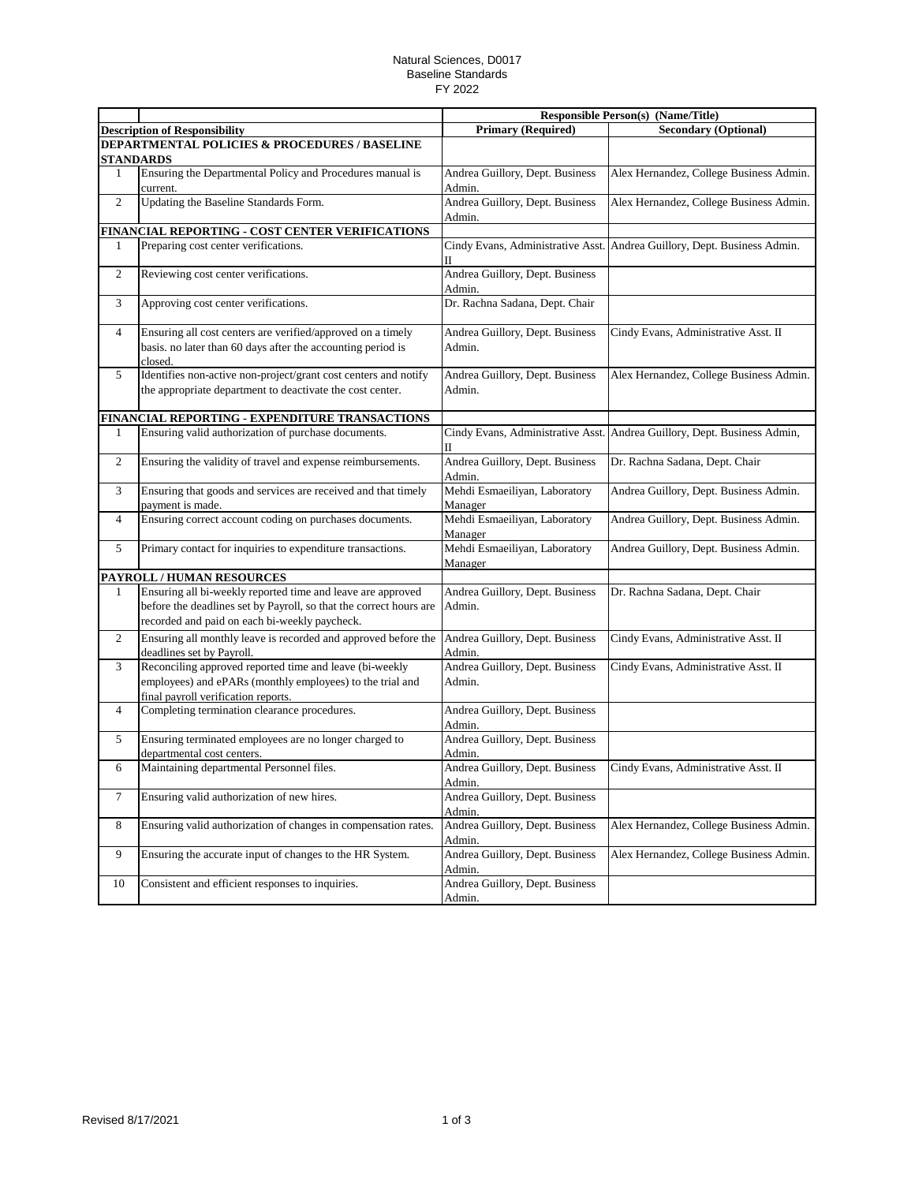Natural Sciences, D0017
Baseline Standards
FY 2022

| | | Responsible Person(s) (Name/Title) | |
|---|---|---|---|
| **Description of Responsibility** | | **Primary (Required)** | **Secondary (Optional)** |
| **DEPARTMENTAL POLICIES & PROCEDURES / BASELINE STANDARDS** | | | |
| 1 | Ensuring the Departmental Policy and Procedures manual is current. | Andrea Guillory, Dept. Business Admin. | Alex Hernandez, College Business Admin. |
| 2 | Updating the Baseline Standards Form. | Andrea Guillory, Dept. Business Admin. | Alex Hernandez, College Business Admin. |
| **FINANCIAL REPORTING - COST CENTER VERIFICATIONS** | | | |
| 1 | Preparing cost center verifications. | Cindy Evans, Administrative Asst. II | Andrea Guillory, Dept. Business Admin. |
| 2 | Reviewing cost center verifications. | Andrea Guillory, Dept. Business Admin. | |
| 3 | Approving cost center verifications. | Dr. Rachna Sadana, Dept. Chair | |
| 4 | Ensuring all cost centers are verified/approved on a timely basis. no later than 60 days after the accounting period is closed. | Andrea Guillory, Dept. Business Admin. | Cindy Evans, Administrative Asst. II |
| 5 | Identifies non-active non-project/grant cost centers and notify the appropriate department to deactivate the cost center. | Andrea Guillory, Dept. Business Admin. | Alex Hernandez, College Business Admin. |
| **FINANCIAL REPORTING - EXPENDITURE TRANSACTIONS** | | | |
| 1 | Ensuring valid authorization of purchase documents. | Cindy Evans, Administrative Asst. II | Andrea Guillory, Dept. Business Admin, |
| 2 | Ensuring the validity of travel and expense reimbursements. | Andrea Guillory, Dept. Business Admin. | Dr. Rachna Sadana, Dept. Chair |
| 3 | Ensuring that goods and services are received and that timely payment is made. | Mehdi Esmaeiliyan, Laboratory Manager | Andrea Guillory, Dept. Business Admin. |
| 4 | Ensuring correct account coding on purchases documents. | Mehdi Esmaeiliyan, Laboratory Manager | Andrea Guillory, Dept. Business Admin. |
| 5 | Primary contact for inquiries to expenditure transactions. | Mehdi Esmaeiliyan, Laboratory Manager | Andrea Guillory, Dept. Business Admin. |
| **PAYROLL / HUMAN RESOURCES** | | | |
| 1 | Ensuring all bi-weekly reported time and leave are approved before the deadlines set by Payroll, so that the correct hours are recorded and paid on each bi-weekly paycheck. | Andrea Guillory, Dept. Business Admin. | Dr. Rachna Sadana, Dept. Chair |
| 2 | Ensuring all monthly leave is recorded and approved before the deadlines set by Payroll. | Andrea Guillory, Dept. Business Admin. | Cindy Evans, Administrative Asst. II |
| 3 | Reconciling approved reported time and leave (bi-weekly employees) and ePARs (monthly employees) to the trial and final payroll verification reports. | Andrea Guillory, Dept. Business Admin. | Cindy Evans, Administrative Asst. II |
| 4 | Completing termination clearance procedures. | Andrea Guillory, Dept. Business Admin. | |
| 5 | Ensuring terminated employees are no longer charged to departmental cost centers. | Andrea Guillory, Dept. Business Admin. | |
| 6 | Maintaining departmental Personnel files. | Andrea Guillory, Dept. Business Admin. | Cindy Evans, Administrative Asst. II |
| 7 | Ensuring valid authorization of new hires. | Andrea Guillory, Dept. Business Admin. | |
| 8 | Ensuring valid authorization of changes in compensation rates. | Andrea Guillory, Dept. Business Admin. | Alex Hernandez, College Business Admin. |
| 9 | Ensuring the accurate input of changes to the HR System. | Andrea Guillory, Dept. Business Admin. | Alex Hernandez, College Business Admin. |
| 10 | Consistent and efficient responses to inquiries. | Andrea Guillory, Dept. Business Admin. | |

Revised 8/17/2021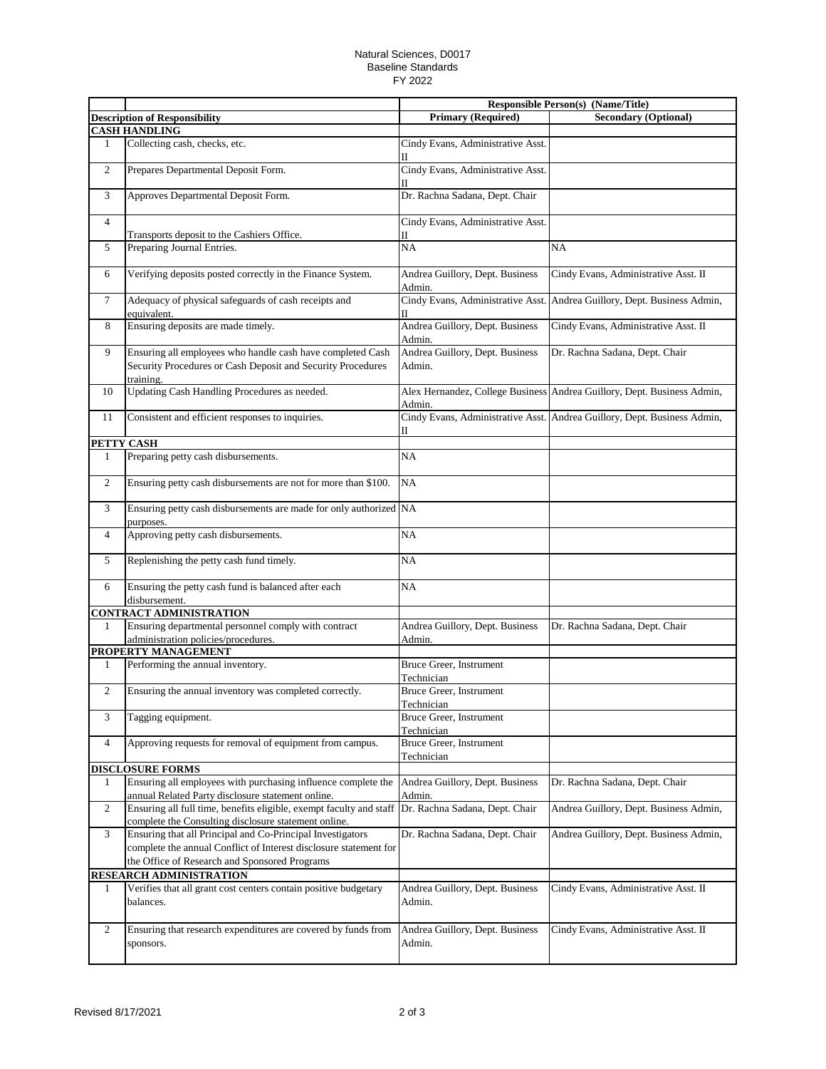Natural Sciences, D0017
Baseline Standards
FY 2022

| | | Responsible Person(s) (Name/Title) | |
|---|---|---|---|
| **Description of Responsibility** | | **Primary (Required)** | **Secondary (Optional)** |
| **CASH HANDLING** | | | |
| 1 | Collecting cash, checks, etc. | Cindy Evans, Administrative Asst. II | |
| 2 | Prepares Departmental Deposit Form. | Cindy Evans, Administrative Asst. II | |
| 3 | Approves Departmental Deposit Form. | Dr. Rachna Sadana, Dept. Chair | |
| 4 | Transports deposit to the Cashiers Office. | Cindy Evans, Administrative Asst. II | |
| 5 | Preparing Journal Entries. | NA | NA |
| 6 | Verifying deposits posted correctly in the Finance System. | Andrea Guillory, Dept. Business Admin. | Cindy Evans, Administrative Asst. II |
| 7 | Adequacy of physical safeguards of cash receipts and equivalent. | Cindy Evans, Administrative Asst. II | Andrea Guillory, Dept. Business Admin, |
| 8 | Ensuring deposits are made timely. | Andrea Guillory, Dept. Business Admin. | Cindy Evans, Administrative Asst. II |
| 9 | Ensuring all employees who handle cash have completed Cash Security Procedures or Cash Deposit and Security Procedures training. | Andrea Guillory, Dept. Business Admin. | Dr. Rachna Sadana, Dept. Chair |
| 10 | Updating Cash Handling Procedures as needed. | Alex Hernandez, College Business Admin. | Andrea Guillory, Dept. Business Admin, |
| 11 | Consistent and efficient responses to inquiries. | Cindy Evans, Administrative Asst. II | Andrea Guillory, Dept. Business Admin, |
| **PETTY CASH** | | | |
| 1 | Preparing petty cash disbursements. | NA | |
| 2 | Ensuring petty cash disbursements are not for more than $100. | NA | |
| 3 | Ensuring petty cash disbursements are made for only authorized purposes. | NA | |
| 4 | Approving petty cash disbursements. | NA | |
| 5 | Replenishing the petty cash fund timely. | NA | |
| 6 | Ensuring the petty cash fund is balanced after each disbursement. | NA | |
| **CONTRACT ADMINISTRATION** | | | |
| 1 | Ensuring departmental personnel comply with contract administration policies/procedures. | Andrea Guillory, Dept. Business Admin. | Dr. Rachna Sadana, Dept. Chair |
| **PROPERTY MANAGEMENT** | | | |
| 1 | Performing the annual inventory. | Bruce Greer, Instrument Technician | |
| 2 | Ensuring the annual inventory was completed correctly. | Bruce Greer, Instrument Technician | |
| 3 | Tagging equipment. | Bruce Greer, Instrument Technician | |
| 4 | Approving requests for removal of equipment from campus. | Bruce Greer, Instrument Technician | |
| **DISCLOSURE FORMS** | | | |
| 1 | Ensuring all employees with purchasing influence complete the annual Related Party disclosure statement online. | Andrea Guillory, Dept. Business Admin. | Dr. Rachna Sadana, Dept. Chair |
| 2 | Ensuring all full time, benefits eligible, exempt faculty and staff complete the Consulting disclosure statement online. | Dr. Rachna Sadana, Dept. Chair | Andrea Guillory, Dept. Business Admin, |
| 3 | Ensuring that all Principal and Co-Principal Investigators complete the annual Conflict of Interest disclosure statement for the Office of Research and Sponsored Programs | Dr. Rachna Sadana, Dept. Chair | Andrea Guillory, Dept. Business Admin, |
| **RESEARCH ADMINISTRATION** | | | |
| 1 | Verifies that all grant cost centers contain positive budgetary balances. | Andrea Guillory, Dept. Business Admin. | Cindy Evans, Administrative Asst. II |
| 2 | Ensuring that research expenditures are covered by funds from sponsors. | Andrea Guillory, Dept. Business Admin. | Cindy Evans, Administrative Asst. II |

Revised 8/17/2021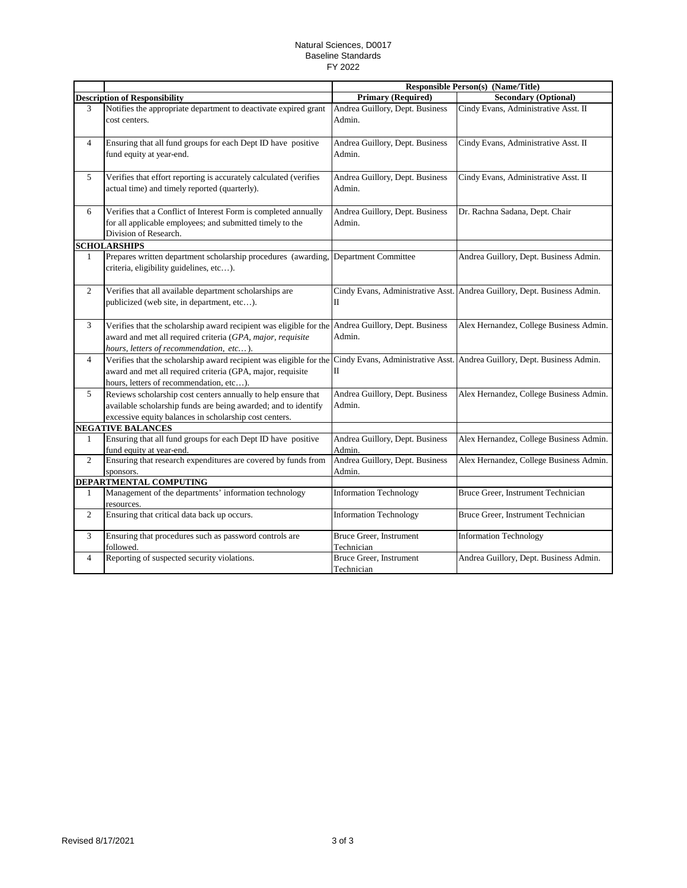Natural Sciences, D0017
Baseline Standards
FY 2022

| | | Responsible Person(s) (Name/Title) | |
|---|---|---|---|
| **Description of Responsibility** | | **Primary (Required)** | **Secondary (Optional)** |
| 3 | Notifies the appropriate department to deactivate expired grant cost centers. | Andrea Guillory, Dept. Business Admin. | Cindy Evans, Administrative Asst. II |
| 4 | Ensuring that all fund groups for each Dept ID have positive fund equity at year-end. | Andrea Guillory, Dept. Business Admin. | Cindy Evans, Administrative Asst. II |
| 5 | Verifies that effort reporting is accurately calculated (verifies actual time) and timely reported (quarterly). | Andrea Guillory, Dept. Business Admin. | Cindy Evans, Administrative Asst. II |
| 6 | Verifies that a Conflict of Interest Form is completed annually for all applicable employees; and submitted timely to the Division of Research. | Andrea Guillory, Dept. Business Admin. | Dr. Rachna Sadana, Dept. Chair |
| **SCHOLARSHIPS** | | | |
| 1 | Prepares written department scholarship procedures (awarding, criteria, eligibility guidelines, etc…). | Department Committee | Andrea Guillory, Dept. Business Admin. |
| 2 | Verifies that all available department scholarships are publicized (web site, in department, etc…). | Cindy Evans, Administrative Asst. II | Andrea Guillory, Dept. Business Admin. |
| 3 | Verifies that the scholarship award recipient was eligible for the award and met all required criteria (*GPA, major, requisite hours, letters of recommendation, etc…*). | Andrea Guillory, Dept. Business Admin. | Alex Hernandez, College Business Admin. |
| 4 | Verifies that the scholarship award recipient was eligible for the award and met all required criteria (GPA, major, requisite hours, letters of recommendation, etc…). | Cindy Evans, Administrative Asst. II | Andrea Guillory, Dept. Business Admin. |
| 5 | Reviews scholarship cost centers annually to help ensure that available scholarship funds are being awarded; and to identify excessive equity balances in scholarship cost centers. | Andrea Guillory, Dept. Business Admin. | Alex Hernandez, College Business Admin. |
| **NEGATIVE BALANCES** | | | |
| 1 | Ensuring that all fund groups for each Dept ID have positive fund equity at year-end. | Andrea Guillory, Dept. Business Admin. | Alex Hernandez, College Business Admin. |
| 2 | Ensuring that research expenditures are covered by funds from sponsors. | Andrea Guillory, Dept. Business Admin. | Alex Hernandez, College Business Admin. |
| **DEPARTMENTAL COMPUTING** | | | |
| 1 | Management of the departments' information technology resources. | Information Technology | Bruce Greer, Instrument Technician |
| 2 | Ensuring that critical data back up occurs. | Information Technology | Bruce Greer, Instrument Technician |
| 3 | Ensuring that procedures such as password controls are followed. | Bruce Greer, Instrument Technician | Information Technology |
| 4 | Reporting of suspected security violations. | Bruce Greer, Instrument Technician | Andrea Guillory, Dept. Business Admin. |

Revised 8/17/2021